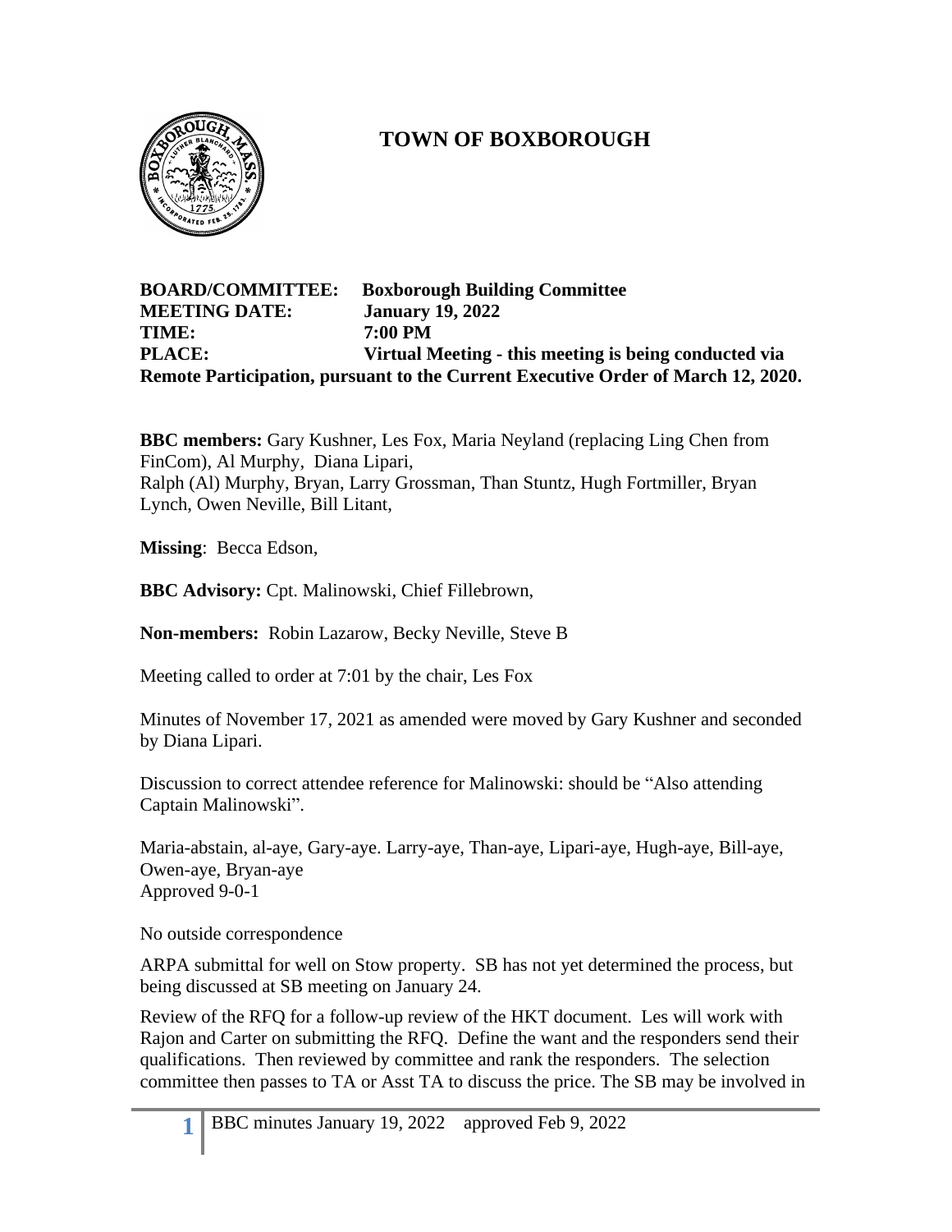# TOWN OF BOXBOROUGH

**BOARD/COMMITTEE: Boxborough Building Committee**
**MEETING DATE: January 19, 2022**
**TIME: 7:00 PM**
**PLACE: Virtual Meeting - this meeting is being conducted via Remote Participation, pursuant to the Current Executive Order of March 12, 2020.**

**BBC members:** Gary Kushner, Les Fox, Maria Neyland (replacing Ling Chen from FinCom), Al Murphy, Diana Lipari,
Ralph (Al) Murphy, Bryan, Larry Grossman, Than Stuntz, Hugh Fortmiller, Bryan Lynch, Owen Neville, Bill Litant,

**Missing**: Becca Edson,

**BBC Advisory:** Cpt. Malinowski, Chief Fillebrown,

**Non-members:** Robin Lazarow, Becky Neville, Steve B

Meeting called to order at 7:01 by the chair, Les Fox

Minutes of November 17, 2021 as amended were moved by Gary Kushner and seconded by Diana Lipari.

Discussion to correct attendee reference for Malinowski: should be "Also attending Captain Malinowski".

Maria-abstain, al-aye, Gary-aye. Larry-aye, Than-aye, Lipari-aye, Hugh-aye, Bill-aye, Owen-aye, Bryan-aye
Approved 9-0-1

No outside correspondence

ARPA submittal for well on Stow property. SB has not yet determined the process, but being discussed at SB meeting on January 24.

Review of the RFQ for a follow-up review of the HKT document. Les will work with Rajon and Carter on submitting the RFQ. Define the want and the responders send their qualifications. Then reviewed by committee and rank the responders. The selection committee then passes to TA or Asst TA to discuss the price. The SB may be involved in

BBC minutes January 19, 2022 approved Feb 9, 2022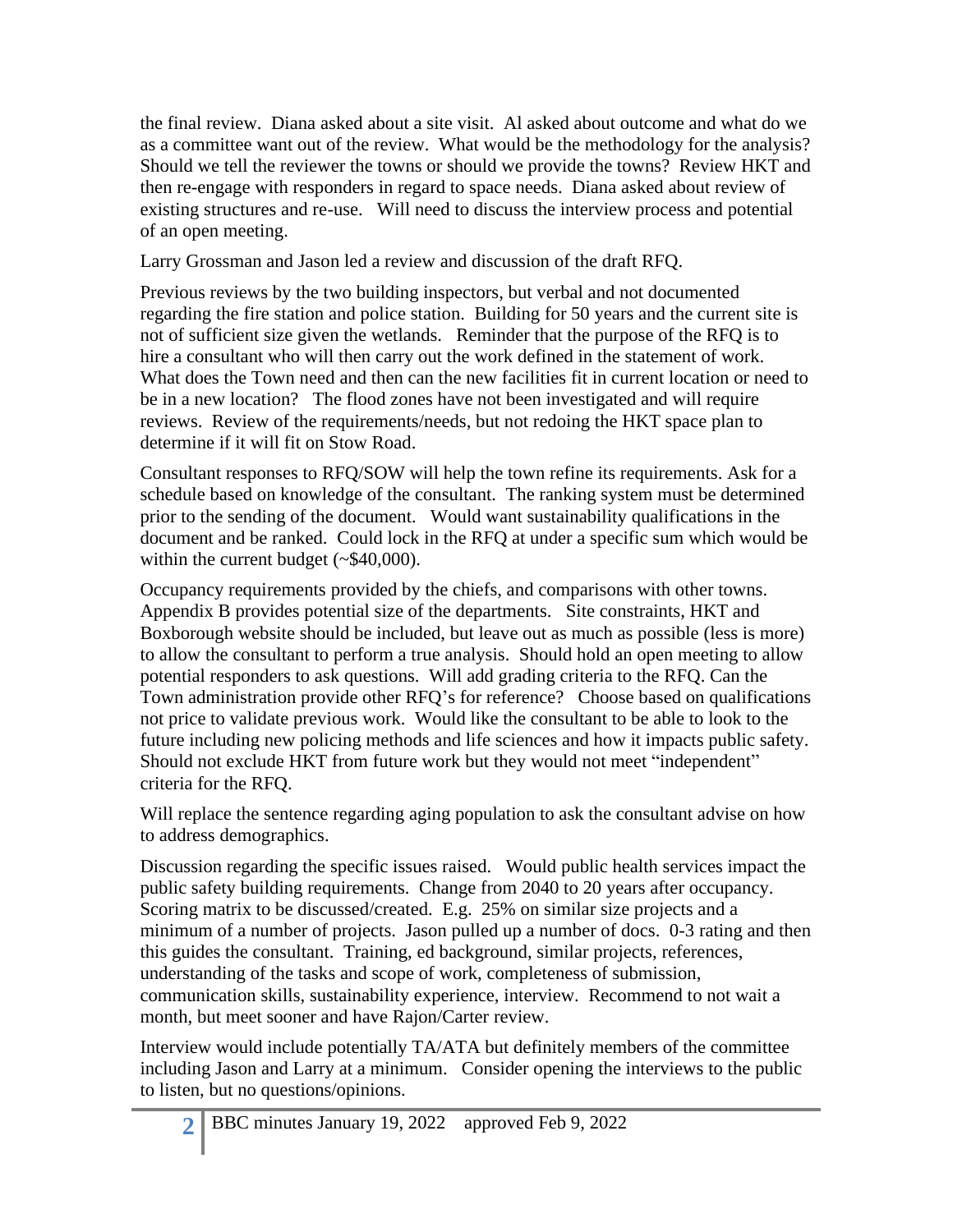the final review. Diana asked about a site visit. Al asked about outcome and what do we as a committee want out of the review. What would be the methodology for the analysis? Should we tell the reviewer the towns or should we provide the towns? Review HKT and then re-engage with responders in regard to space needs. Diana asked about review of existing structures and re-use. Will need to discuss the interview process and potential of an open meeting.

Larry Grossman and Jason led a review and discussion of the draft RFQ.

Previous reviews by the two building inspectors, but verbal and not documented regarding the fire station and police station. Building for 50 years and the current site is not of sufficient size given the wetlands. Reminder that the purpose of the RFQ is to hire a consultant who will then carry out the work defined in the statement of work. What does the Town need and then can the new facilities fit in current location or need to be in a new location? The flood zones have not been investigated and will require reviews. Review of the requirements/needs, but not redoing the HKT space plan to determine if it will fit on Stow Road.

Consultant responses to RFQ/SOW will help the town refine its requirements. Ask for a schedule based on knowledge of the consultant. The ranking system must be determined prior to the sending of the document. Would want sustainability qualifications in the document and be ranked. Could lock in the RFQ at under a specific sum which would be within the current budget (~$40,000).

Occupancy requirements provided by the chiefs, and comparisons with other towns. Appendix B provides potential size of the departments. Site constraints, HKT and Boxborough website should be included, but leave out as much as possible (less is more) to allow the consultant to perform a true analysis. Should hold an open meeting to allow potential responders to ask questions. Will add grading criteria to the RFQ. Can the Town administration provide other RFQ's for reference? Choose based on qualifications not price to validate previous work. Would like the consultant to be able to look to the future including new policing methods and life sciences and how it impacts public safety. Should not exclude HKT from future work but they would not meet "independent" criteria for the RFQ.

Will replace the sentence regarding aging population to ask the consultant advise on how to address demographics.

Discussion regarding the specific issues raised. Would public health services impact the public safety building requirements. Change from 2040 to 20 years after occupancy. Scoring matrix to be discussed/created. E.g. 25% on similar size projects and a minimum of a number of projects. Jason pulled up a number of docs. 0-3 rating and then this guides the consultant. Training, ed background, similar projects, references, understanding of the tasks and scope of work, completeness of submission, communication skills, sustainability experience, interview. Recommend to not wait a month, but meet sooner and have Rajon/Carter review.

Interview would include potentially TA/ATA but definitely members of the committee including Jason and Larry at a minimum. Consider opening the interviews to the public to listen, but no questions/opinions.

BBC minutes January 19, 2022 approved Feb 9, 2022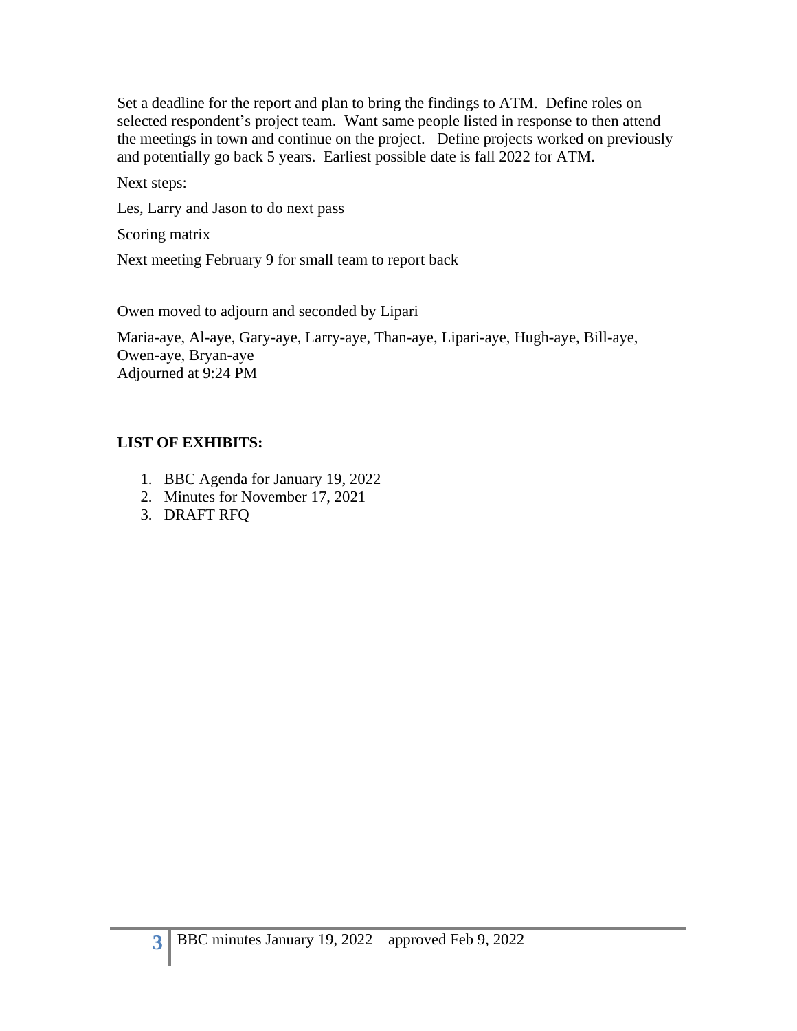Set a deadline for the report and plan to bring the findings to ATM. Define roles on selected respondent's project team. Want same people listed in response to then attend the meetings in town and continue on the project. Define projects worked on previously and potentially go back 5 years. Earliest possible date is fall 2022 for ATM.

Next steps:

Les, Larry and Jason to do next pass

Scoring matrix

Next meeting February 9 for small team to report back

Owen moved to adjourn and seconded by Lipari

Maria-aye, Al-aye, Gary-aye, Larry-aye, Than-aye, Lipari-aye, Hugh-aye, Bill-aye, Owen-aye, Bryan-aye
Adjourned at 9:24 PM

**LIST OF EXHIBITS:**

1. BBC Agenda for January 19, 2022
2. Minutes for November 17, 2021
3. DRAFT RFQ